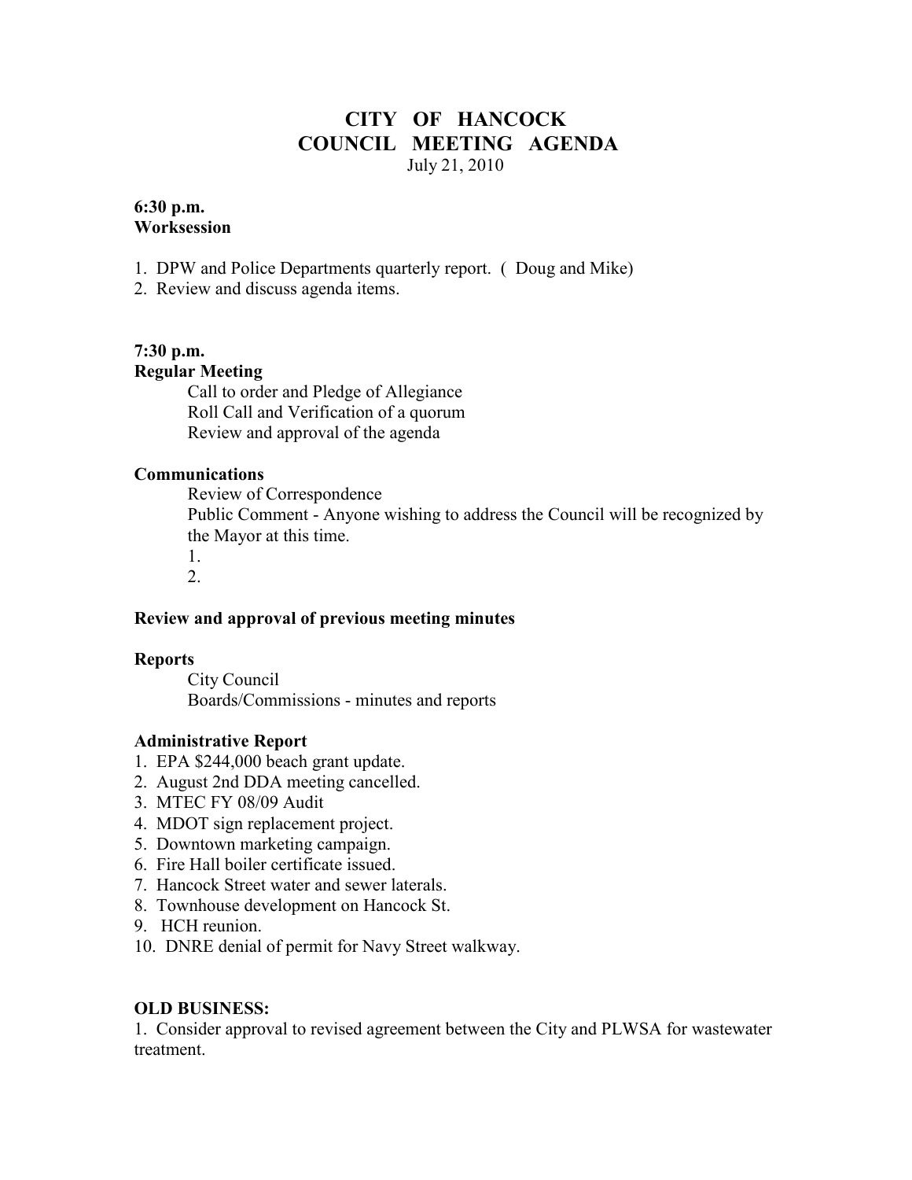# CITY OF HANCOCK
# COUNCIL MEETING AGENDA

July 21, 2010

**6:30 p.m.**
**Worksession**

1. DPW and Police Departments quarterly report. ( Doug and Mike)
2. Review and discuss agenda items.

**7:30 p.m.**
**Regular Meeting**

Call to order and Pledge of Allegiance
Roll Call and Verification of a quorum
Review and approval of the agenda

**Communications**

Review of Correspondence
Public Comment - Anyone wishing to address the Council will be recognized by the Mayor at this time.

1.
2.

**Review and approval of previous meeting minutes**

**Reports**

City Council
Boards/Commissions - minutes and reports

**Administrative Report**

1. EPA $244,000 beach grant update.
2. August 2nd DDA meeting cancelled.
3. MTEC FY 08/09 Audit
4. MDOT sign replacement project.
5. Downtown marketing campaign.
6. Fire Hall boiler certificate issued.
7. Hancock Street water and sewer laterals.
8. Townhouse development on Hancock St.
9. HCH reunion.
10. DNRE denial of permit for Navy Street walkway.

**OLD BUSINESS:**

1. Consider approval to revised agreement between the City and PLWSA for wastewater treatment.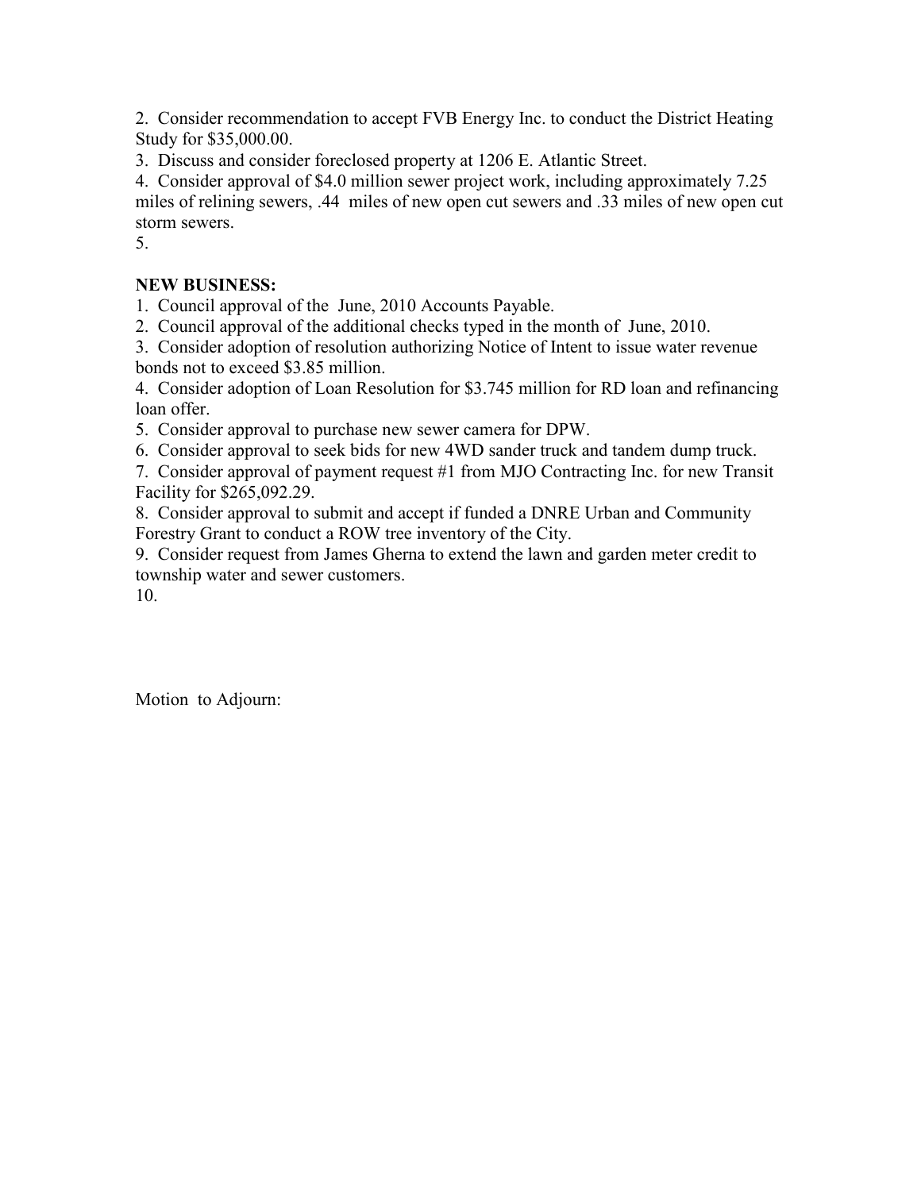2. Consider recommendation to accept FVB Energy Inc. to conduct the District Heating Study for $35,000.00.
3. Discuss and consider foreclosed property at 1206 E. Atlantic Street.
4. Consider approval of $4.0 million sewer project work, including approximately 7.25 miles of relining sewers, .44 miles of new open cut sewers and .33 miles of new open cut storm sewers.
5.

**NEW BUSINESS:**

1. Council approval of the June, 2010 Accounts Payable.
2. Council approval of the additional checks typed in the month of June, 2010.
3. Consider adoption of resolution authorizing Notice of Intent to issue water revenue bonds not to exceed $3.85 million.
4. Consider adoption of Loan Resolution for $3.745 million for RD loan and refinancing loan offer.
5. Consider approval to purchase new sewer camera for DPW.
6. Consider approval to seek bids for new 4WD sander truck and tandem dump truck.
7. Consider approval of payment request #1 from MJO Contracting Inc. for new Transit Facility for $265,092.29.
8. Consider approval to submit and accept if funded a DNRE Urban and Community Forestry Grant to conduct a ROW tree inventory of the City.
9. Consider request from James Gherna to extend the lawn and garden meter credit to township water and sewer customers.
10.

Motion to Adjourn: